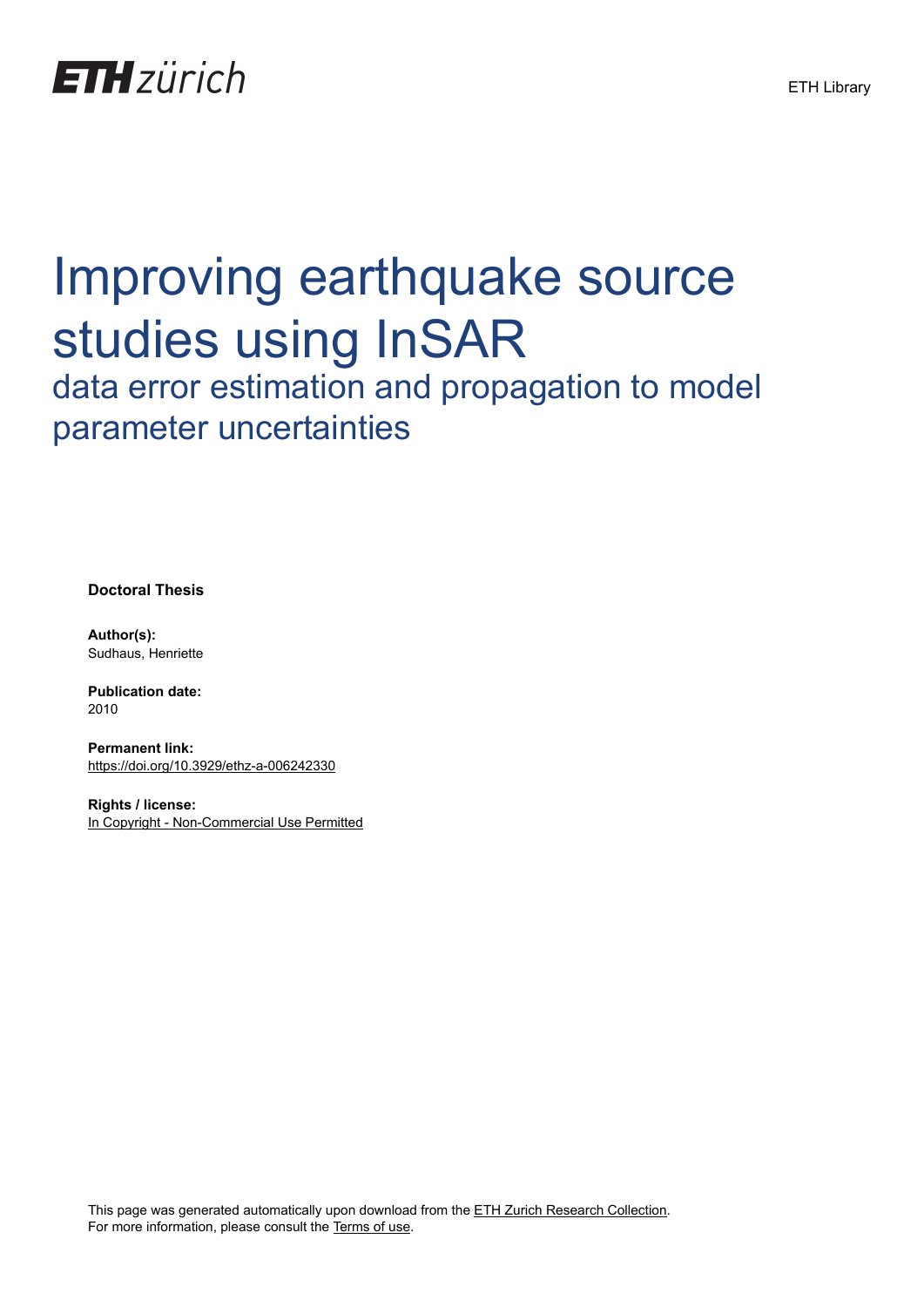ETH zürich

ETH Library

# Improving earthquake source studies using InSAR

## data error estimation and propagation to model parameter uncertainties

**Doctoral Thesis**

**Author(s):**
Sudhaus, Henriette

**Publication date:**
2010

**Permanent link:**
https://doi.org/10.3929/ethz-a-006242330

**Rights / license:**
In Copyright - Non-Commercial Use Permitted

This page was generated automatically upon download from the ETH Zurich Research Collection.
For more information, please consult the Terms of use.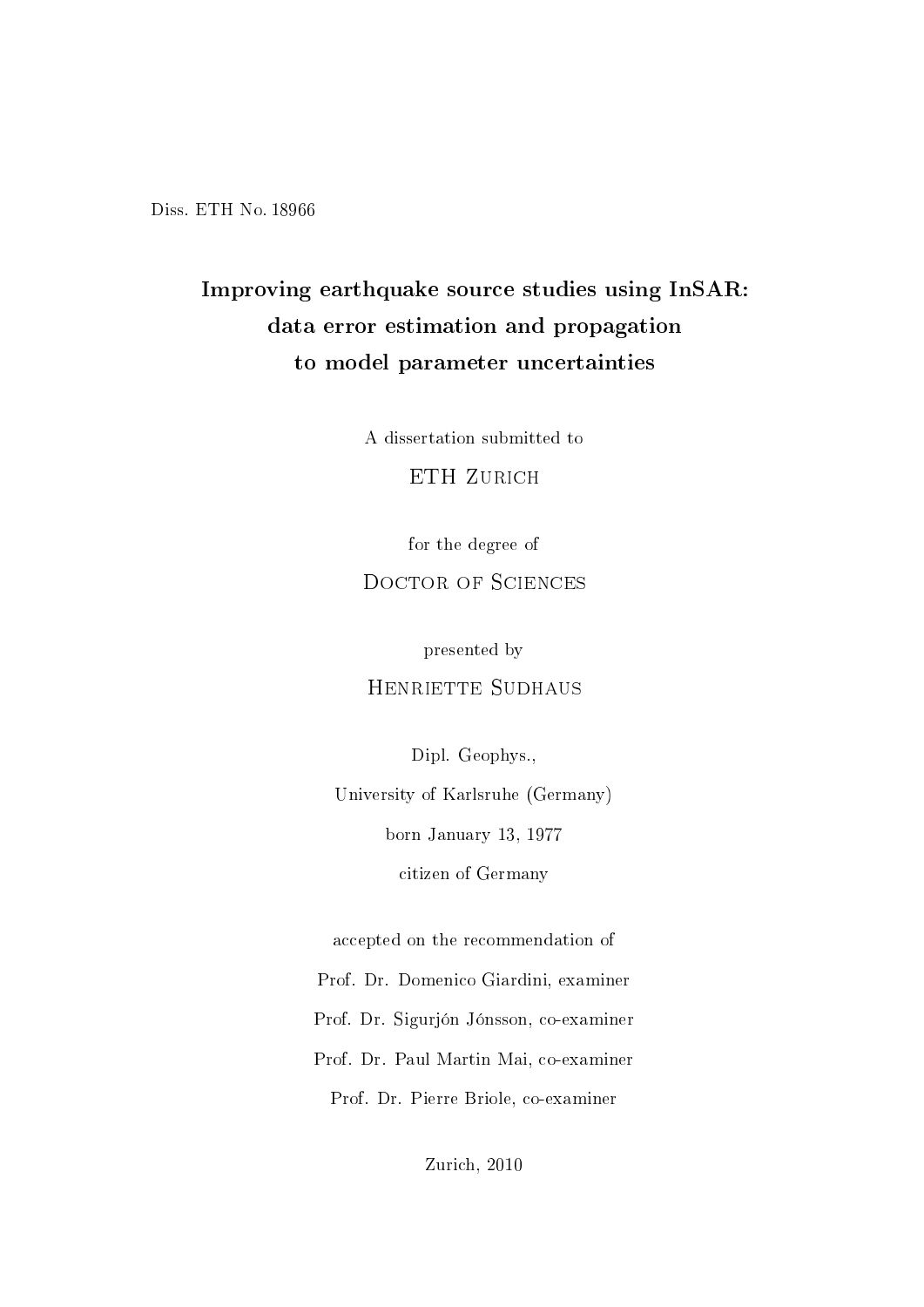Diss. ETH No. 18966

# Improving earthquake source studies using InSAR: data error estimation and propagation to model parameter uncertainties

A dissertation submitted to

ETH Zurich

for the degree of

Doctor of Sciences

presented by

Henriette Sudhaus

Dipl. Geophys.,

University of Karlsruhe (Germany)

born January 13, 1977

citizen of Germany

accepted on the recommendation of

Prof. Dr. Domenico Giardini, examiner

Prof. Dr. Sigurjón Jónsson, co-examiner

Prof. Dr. Paul Martin Mai, co-examiner

Prof. Dr. Pierre Briole, co-examiner

Zurich, 2010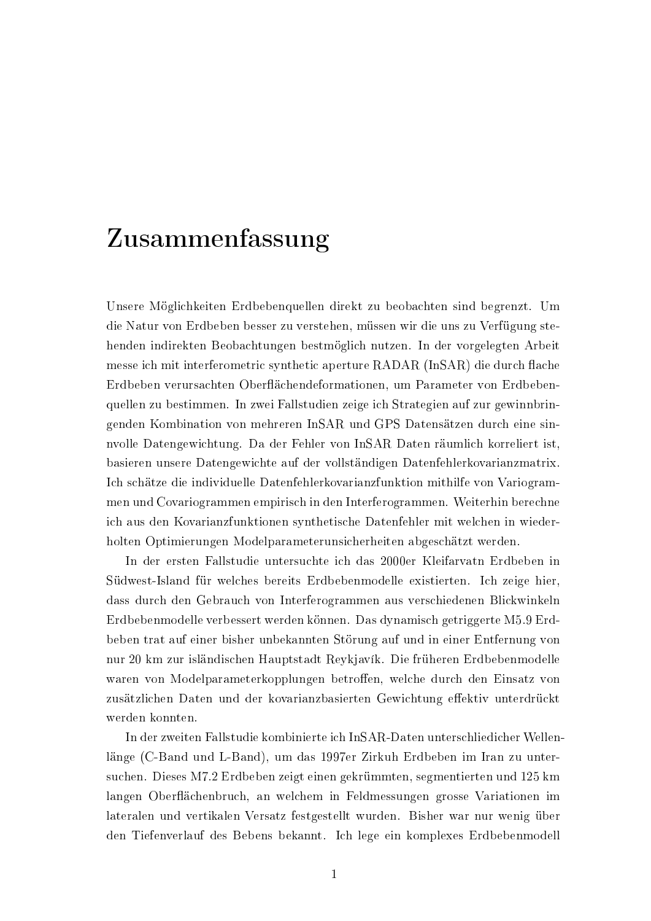# Zusammenfassung

Unsere Möglichkeiten Erdbebenquellen direkt zu beobachten sind begrenzt. Um die Natur von Erdbeben besser zu verstehen, müssen wir die uns zu Verfügung stehenden indirekten Beobachtungen bestmöglich nutzen. In der vorgelegten Arbeit messe ich mit interferometric synthetic aperture RADAR (InSAR) die durch flache Erdbeben verursachten Oberflächendeformationen, um Parameter von Erdbebenquellen zu bestimmen. In zwei Fallstudien zeige ich Strategien auf zur gewinnbringenden Kombination von mehreren InSAR und GPS Datensätzen durch eine sinnvolle Datengewichtung. Da der Fehler von InSAR Daten räumlich korreliert ist, basieren unsere Datengewichte auf der vollständigen Datenfehlerkovarianzmatrix. Ich schätze die individuelle Datenfehlerkovarianzfunktion mithilfe von Variogrammen und Covariogrammen empirisch in den Interferogrammen. Weiterhin berechne ich aus den Kovarianzfunktionen synthetische Datenfehler mit welchen in wiederholten Optimierungen Modelparameterunsicherheiten abgeschätzt werden.

In der ersten Fallstudie untersuchte ich das 2000er Kleifarvatn Erdbeben in Südwest-Island für welches bereits Erdbebenmodelle existierten. Ich zeige hier, dass durch den Gebrauch von Interferogrammen aus verschiedenen Blickwinkeln Erdbebenmodelle verbessert werden können. Das dynamisch getriggerte M5.9 Erdbeben trat auf einer bisher unbekannten Störung auf und in einer Entfernung von nur 20 km zur isländischen Hauptstadt Reykjavík. Die früheren Erdbebenmodelle waren von Modelparameterkopplungen betroffen, welche durch den Einsatz von zusätzlichen Daten und der kovarianzbasierten Gewichtung effektiv unterdrückt werden konnten.

In der zweiten Fallstudie kombinierte ich InSAR-Daten unterschliedicher Wellenlänge (C-Band und L-Band), um das 1997er Zirkuh Erdbeben im Iran zu untersuchen. Dieses M7.2 Erdbeben zeigt einen gekrümmten, segmentierten und 125 km langen Oberflächenbruch, an welchem in Feldmessungen grosse Variationen im lateralen und vertikalen Versatz festgestellt wurden. Bisher war nur wenig über den Tiefenverlauf des Bebens bekannt. Ich lege ein komplexes Erdbebenmodell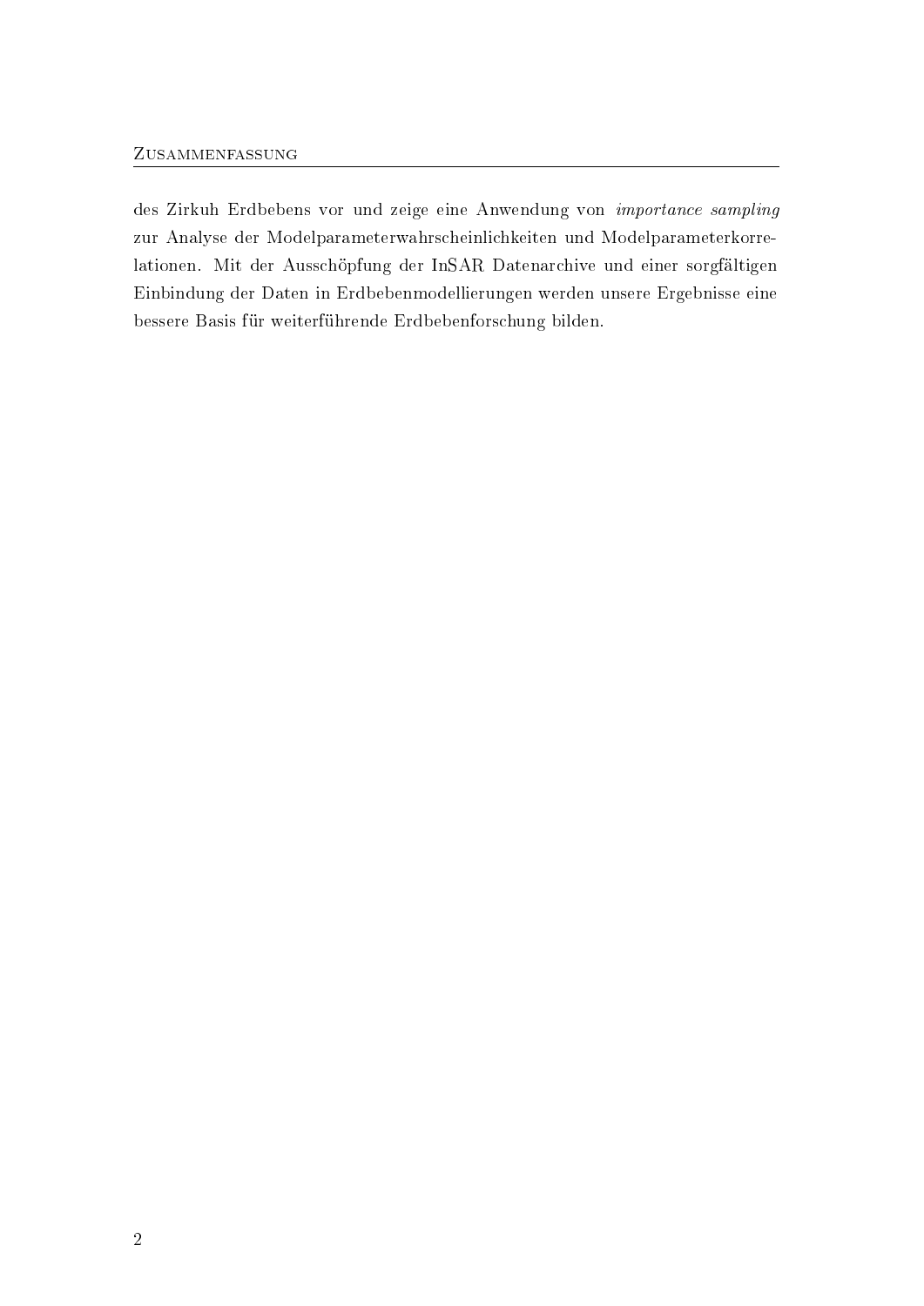des Zirkuh Erdbebens vor und zeige eine Anwendung von *importance sampling* zur Analyse der Modelparameterwahrscheinlichkeiten und Modelparameterkorrelationen. Mit der Ausschöpfung der InSAR Datenarchive und einer sorgfältigen Einbindung der Daten in Erdbebenmodellierungen werden unsere Ergebnisse eine bessere Basis für weiterführende Erdbebenforschung bilden.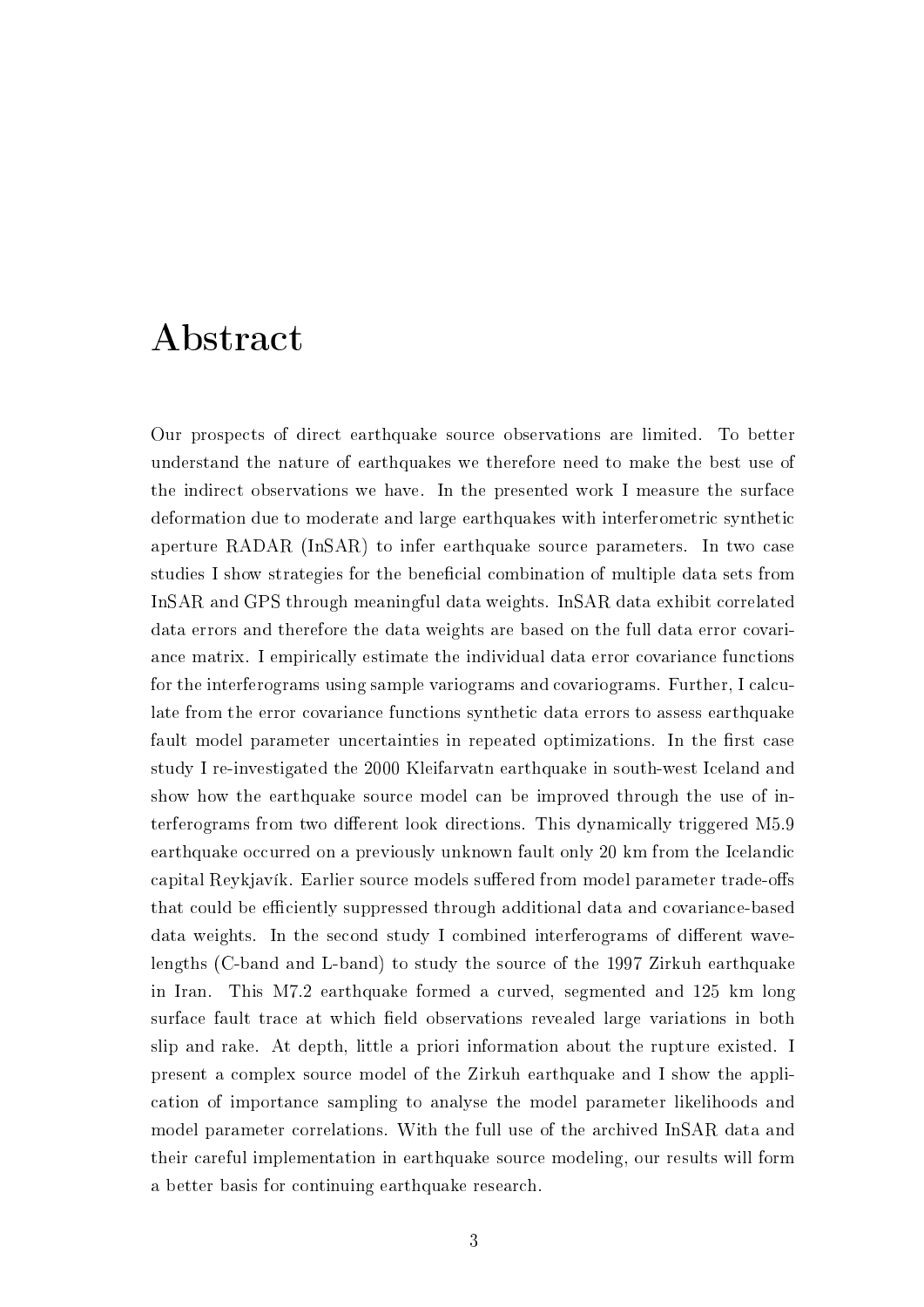# Abstract

Our prospects of direct earthquake source observations are limited. To better understand the nature of earthquakes we therefore need to make the best use of the indirect observations we have. In the presented work I measure the surface deformation due to moderate and large earthquakes with interferometric synthetic aperture RADAR (InSAR) to infer earthquake source parameters. In two case studies I show strategies for the beneficial combination of multiple data sets from InSAR and GPS through meaningful data weights. InSAR data exhibit correlated data errors and therefore the data weights are based on the full data error covariance matrix. I empirically estimate the individual data error covariance functions for the interferograms using sample variograms and covariograms. Further, I calculate from the error covariance functions synthetic data errors to assess earthquake fault model parameter uncertainties in repeated optimizations. In the first case study I re-investigated the 2000 Kleifarvatn earthquake in south-west Iceland and show how the earthquake source model can be improved through the use of interferograms from two different look directions. This dynamically triggered M5.9 earthquake occurred on a previously unknown fault only 20 km from the Icelandic capital Reykjavík. Earlier source models suffered from model parameter trade-offs that could be efficiently suppressed through additional data and covariance-based data weights. In the second study I combined interferograms of different wavelengths (C-band and L-band) to study the source of the 1997 Zirkuh earthquake in Iran. This M7.2 earthquake formed a curved, segmented and 125 km long surface fault trace at which field observations revealed large variations in both slip and rake. At depth, little a priori information about the rupture existed. I present a complex source model of the Zirkuh earthquake and I show the application of importance sampling to analyse the model parameter likelihoods and model parameter correlations. With the full use of the archived InSAR data and their careful implementation in earthquake source modeling, our results will form a better basis for continuing earthquake research.